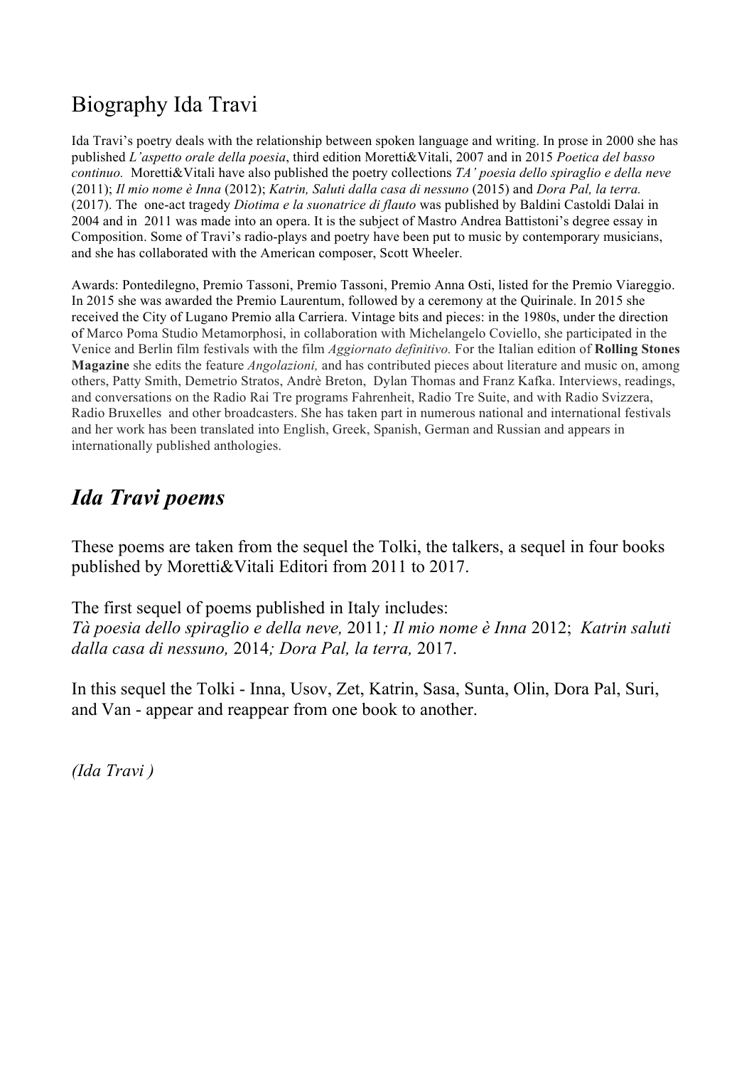# Biography Ida Travi

Ida Travi's poetry deals with the relationship between spoken language and writing. In prose in 2000 she has published *L'aspetto orale della poesia*, third edition Moretti&Vitali, 2007 and in 2015 *Poetica del basso continuo.* Moretti&Vitali have also published the poetry collections *TA' poesia dello spiraglio e della neve* (2011); *Il mio nome è Inna* (2012); *Katrin, Saluti dalla casa di nessuno* (2015) and *Dora Pal, la terra.* (2017). The one-act tragedy *Diotima e la suonatrice di flauto* was published by Baldini Castoldi Dalai in 2004 and in 2011 was made into an opera. It is the subject of Mastro Andrea Battistoni's degree essay in Composition. Some of Travi's radio-plays and poetry have been put to music by contemporary musicians, and she has collaborated with the American composer, Scott Wheeler.

Awards: Pontedilegno, Premio Tassoni, Premio Tassoni, Premio Anna Osti, listed for the Premio Viareggio. In 2015 she was awarded the Premio Laurentum, followed by a ceremony at the Quirinale. In 2015 she received the City of Lugano Premio alla Carriera. Vintage bits and pieces: in the 1980s, under the direction of Marco Poma Studio Metamorphosi, in collaboration with Michelangelo Coviello, she participated in the Venice and Berlin film festivals with the film *Aggiornato definitivo.* For the Italian edition of **Rolling Stones Magazine** she edits the feature *Angolazioni,* and has contributed pieces about literature and music on, among others, Patty Smith, Demetrio Stratos, Andrè Breton, Dylan Thomas and Franz Kafka. Interviews, readings, and conversations on the Radio Rai Tre programs Fahrenheit, Radio Tre Suite, and with Radio Svizzera, Radio Bruxelles and other broadcasters. She has taken part in numerous national and international festivals and her work has been translated into English, Greek, Spanish, German and Russian and appears in internationally published anthologies.

## *Ida Travi poems*

These poems are taken from the sequel the Tolki, the talkers, a sequel in four books published by Moretti&Vitali Editori from 2011 to 2017.

The first sequel of poems published in Italy includes:
*Tà poesia dello spiraglio e della neve,* 2011*; Il mio nome è Inna* 2012; *Katrin saluti dalla casa di nessuno,* 2014*; Dora Pal, la terra,* 2017.

In this sequel the Tolki - Inna, Usov, Zet, Katrin, Sasa, Sunta, Olin, Dora Pal, Suri, and Van - appear and reappear from one book to another.

*(Ida Travi )*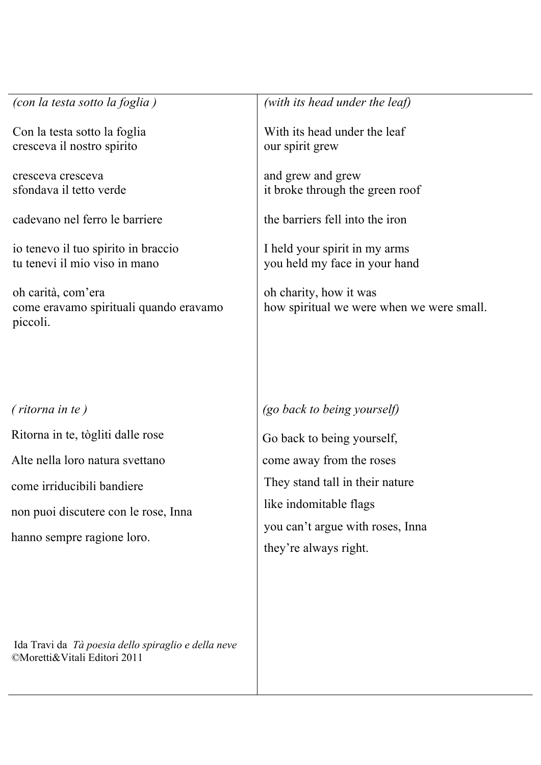*(con la testa sotto la foglia )*

Con la testa sotto la foglia
cresceva il nostro spirito

cresceva cresceva
sfondava il tetto verde

cadevano nel ferro le barriere

io tenevo il tuo spirito in braccio
tu tenevi il mio viso in mano

oh carità, com'era
come eravamo spirituali quando eravamo piccoli.

*(with its head under the leaf)*

With its head under the leaf
our spirit grew

and grew and grew
it broke through the green roof

the barriers fell into the iron

I held your spirit in my arms
you held my face in your hand

oh charity, how it was
how spiritual we were when we were small.

*( ritorna in te )*

Ritorna in te, tògliti dalle rose

Alte nella loro natura svettano

come irriducibili bandiere

non puoi discutere con le rose, Inna

hanno sempre ragione loro.

*(go back to being yourself)*

Go back to being yourself,

come away from the roses

They stand tall in their nature

like indomitable flags

you can't argue with roses, Inna

they're always right.

Ida Travi da *Tà poesia dello spiraglio e della neve*
©Moretti&Vitali Editori 2011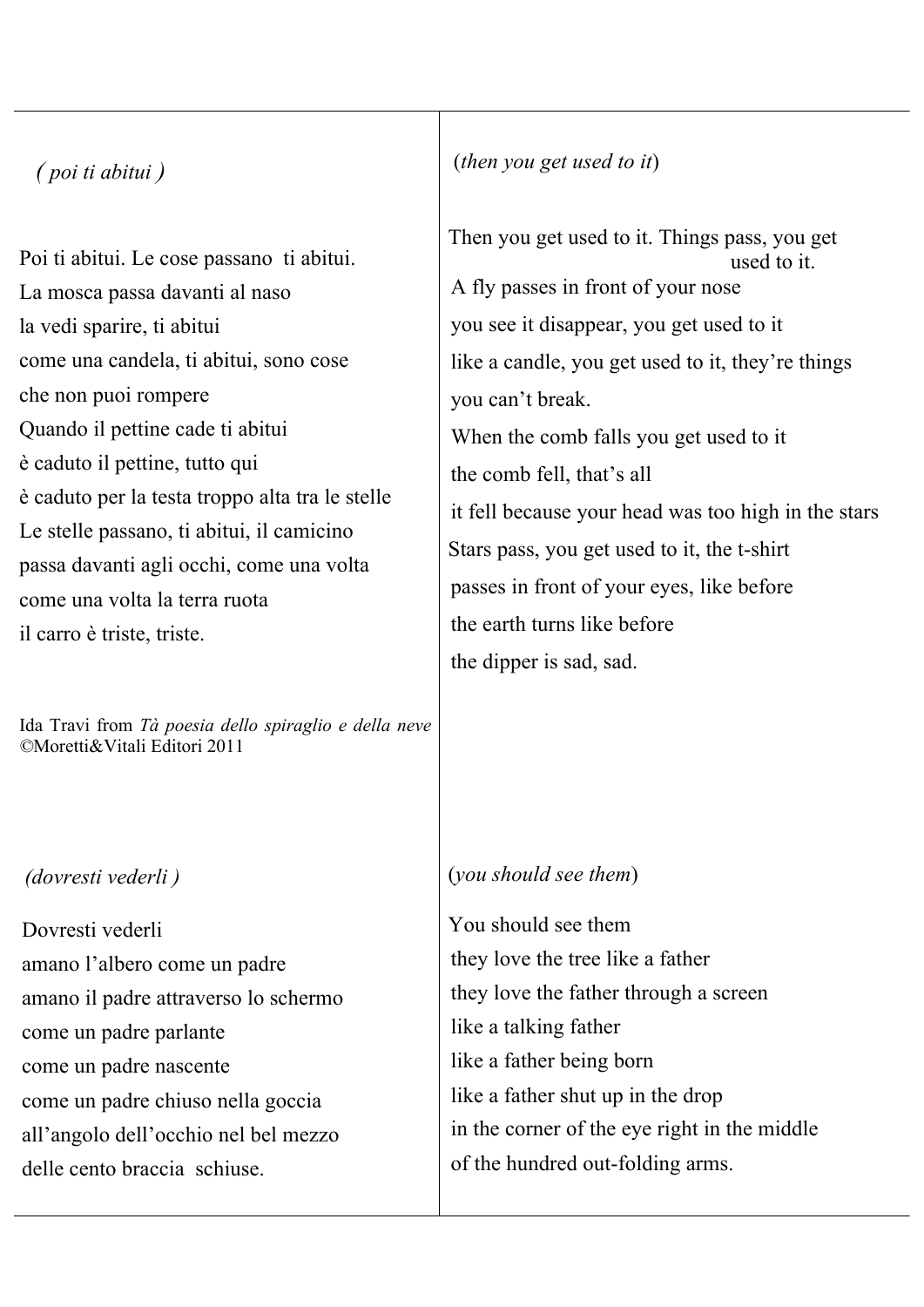*( poi ti abitui )*

Poi ti abitui. Le cose passano ti abitui.
La mosca passa davanti al naso
la vedi sparire, ti abitui
come una candela, ti abitui, sono cose
che non puoi rompere
Quando il pettine cade ti abitui
è caduto il pettine, tutto qui
è caduto per la testa troppo alta tra le stelle
Le stelle passano, ti abitui, il camicino
passa davanti agli occhi, come una volta
come una volta la terra ruota
il carro è triste, triste.

Ida Travi from *Tà poesia dello spiraglio e della neve* ©Moretti&Vitali Editori 2011

(*then you get used to it*)

Then you get used to it. Things pass, you get
used to it.
A fly passes in front of your nose
you see it disappear, you get used to it
like a candle, you get used to it, they're things
you can't break.
When the comb falls you get used to it
the comb fell, that's all
it fell because your head was too high in the stars
Stars pass, you get used to it, the t-shirt
passes in front of your eyes, like before
the earth turns like before
the dipper is sad, sad.

*(dovresti vederli )*

Dovresti vederli
amano l'albero come un padre
amano il padre attraverso lo schermo
come un padre parlante
come un padre nascente
come un padre chiuso nella goccia
all'angolo dell'occhio nel bel mezzo
delle cento braccia schiuse.

(*you should see them*)

You should see them
they love the tree like a father
they love the father through a screen
like a talking father
like a father being born
like a father shut up in the drop
in the corner of the eye right in the middle
of the hundred out-folding arms.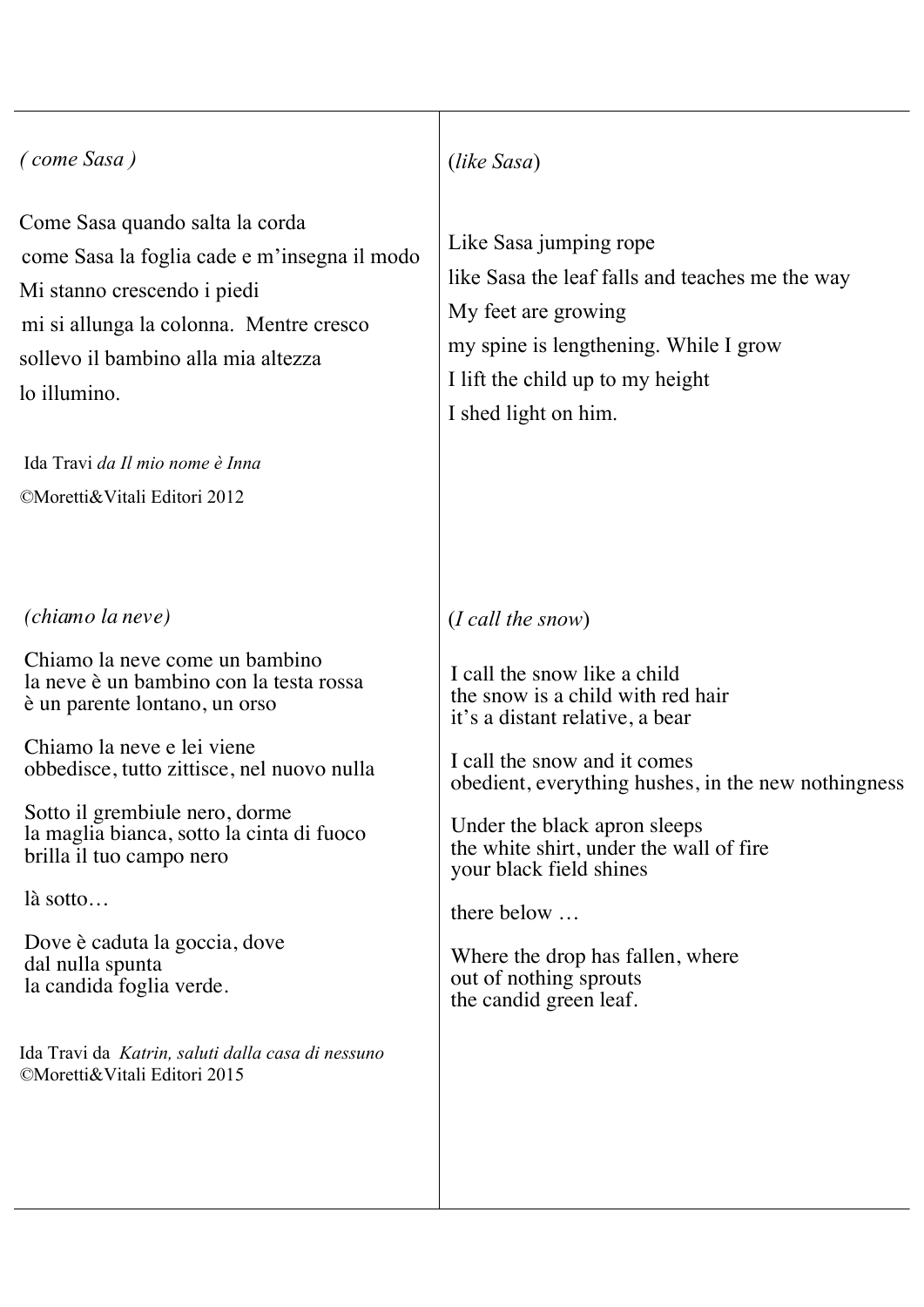*( come Sasa )*

Come Sasa quando salta la corda
come Sasa la foglia cade e m'insegna il modo
Mi stanno crescendo i piedi
mi si allunga la colonna. Mentre cresco
sollevo il bambino alla mia altezza
lo illumino.

Ida Travi *da Il mio nome è Inna*
©Moretti&Vitali Editori 2012

(*like Sasa*)

Like Sasa jumping rope
like Sasa the leaf falls and teaches me the way
My feet are growing
my spine is lengthening. While I grow
I lift the child up to my height
I shed light on him.

*(chiamo la neve)*

Chiamo la neve come un bambino
la neve è un bambino con la testa rossa
è un parente lontano, un orso

Chiamo la neve e lei viene
obbedisce, tutto zittisce, nel nuovo nulla

Sotto il grembiule nero, dorme
la maglia bianca, sotto la cinta di fuoco
brilla il tuo campo nero

là sotto…

Dove è caduta la goccia, dove
dal nulla spunta
la candida foglia verde.

Ida Travi da *Katrin, saluti dalla casa di nessuno*
©Moretti&Vitali Editori 2015

(*I call the snow*)

I call the snow like a child
the snow is a child with red hair
it's a distant relative, a bear

I call the snow and it comes
obedient, everything hushes, in the new nothingness

Under the black apron sleeps
the white shirt, under the wall of fire
your black field shines

there below …

Where the drop has fallen, where
out of nothing sprouts
the candid green leaf.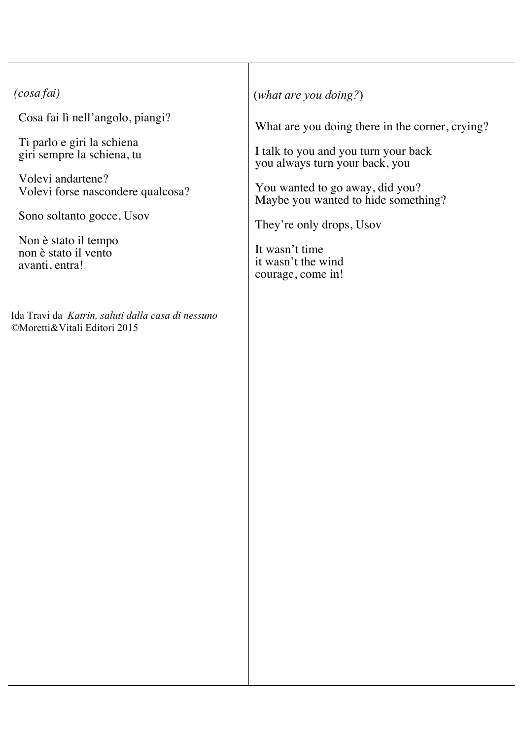*(cosa fai)*

Cosa fai lì nell'angolo, piangi?

Ti parlo e giri la schiena
giri sempre la schiena, tu

Volevi andartene?
Volevi forse nascondere qualcosa?

Sono soltanto gocce, Usov

Non è stato il tempo
non è stato il vento
avanti, entra!

Ida Travi da *Katrin, saluti dalla casa di nessuno*
©Moretti&Vitali Editori 2015

(*what are you doing?*)

What are you doing there in the corner, crying?

I talk to you and you turn your back
you always turn your back, you

You wanted to go away, did you?
Maybe you wanted to hide something?

They're only drops, Usov

It wasn't time
it wasn't the wind
courage, come in!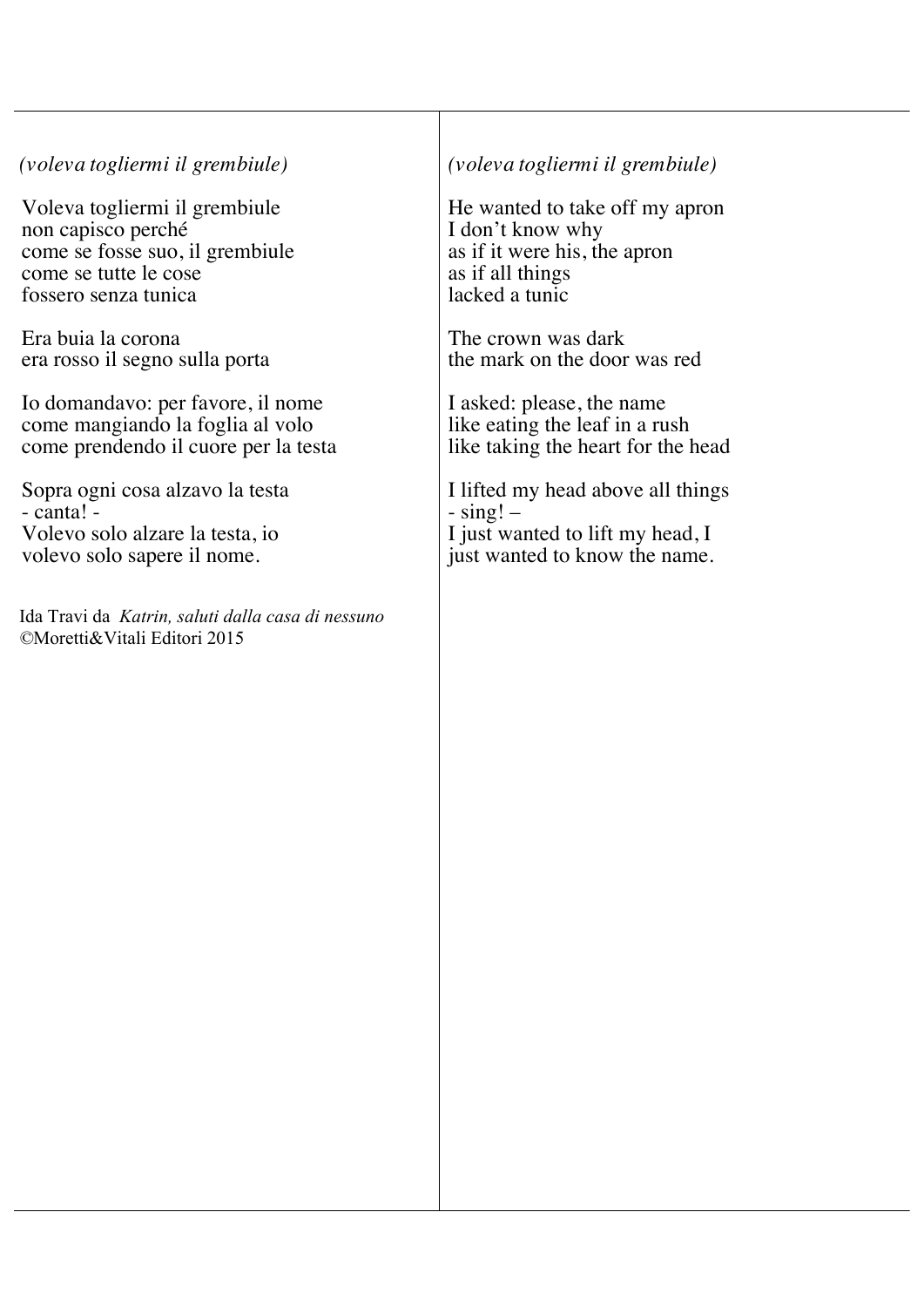*(voleva togliermi il grembiule)*

Voleva togliermi il grembiule
non capisco perché
come se fosse suo, il grembiule
come se tutte le cose
fossero senza tunica

Era buia la corona
era rosso il segno sulla porta

Io domandavo: per favore, il nome
come mangiando la foglia al volo
come prendendo il cuore per la testa

Sopra ogni cosa alzavo la testa
- canta! -
Volevo solo alzare la testa, io
volevo solo sapere il nome.

Ida Travi da *Katrin, saluti dalla casa di nessuno*
©Moretti&Vitali Editori 2015

*(voleva togliermi il grembiule)*

He wanted to take off my apron
I don't know why
as if it were his, the apron
as if all things
lacked a tunic

The crown was dark
the mark on the door was red

I asked: please, the name
like eating the leaf in a rush
like taking the heart for the head

I lifted my head above all things
- sing! –
I just wanted to lift my head, I
just wanted to know the name.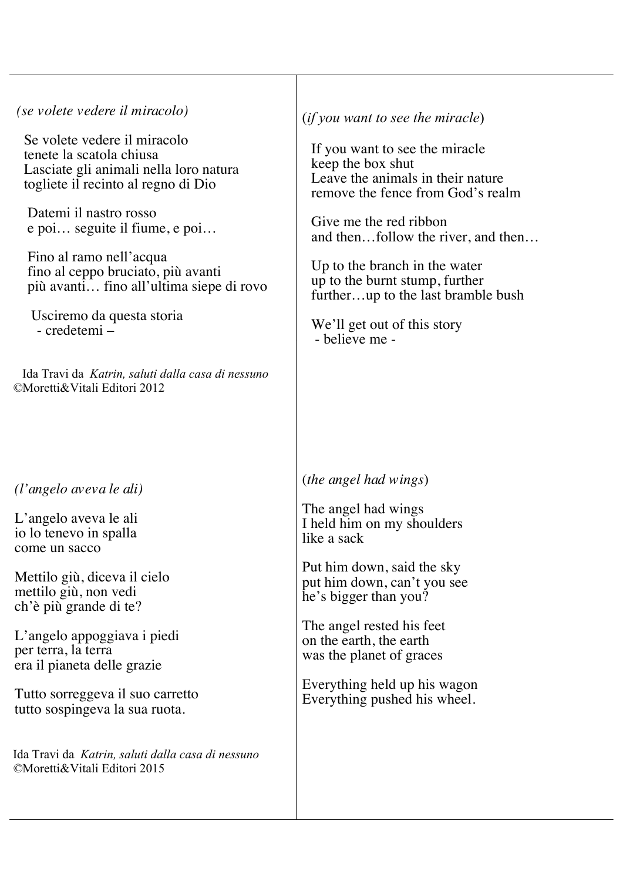*(se volete vedere il miracolo)*

Se volete vedere il miracolo
tenete la scatola chiusa
Lasciate gli animali nella loro natura
togliete il recinto al regno di Dio

Datemi il nastro rosso
e poi… seguite il fiume, e poi…

Fino al ramo nell'acqua
fino al ceppo bruciato, più avanti
più avanti… fino all'ultima siepe di rovo

Usciremo da questa storia
- credetemi –

Ida Travi da *Katrin, saluti dalla casa di nessuno*
©Moretti&Vitali Editori 2012

(*if you want to see the miracle*)

If you want to see the miracle
keep the box shut
Leave the animals in their nature
remove the fence from God's realm

Give me the red ribbon
and then…follow the river, and then…

Up to the branch in the water
up to the burnt stump, further
further…up to the last bramble bush

We'll get out of this story
- believe me -

*(l'angelo aveva le ali)*

L'angelo aveva le ali
io lo tenevo in spalla
come un sacco

Mettilo giù, diceva il cielo
mettilo giù, non vedi
ch'è più grande di te?

L'angelo appoggiava i piedi
per terra, la terra
era il pianeta delle grazie

Tutto sorreggeva il suo carretto
tutto sospingeva la sua ruota.

Ida Travi da *Katrin, saluti dalla casa di nessuno*
©Moretti&Vitali Editori 2015

(*the angel had wings*)

The angel had wings
I held him on my shoulders
like a sack

Put him down, said the sky
put him down, can't you see
he's bigger than you?

The angel rested his feet
on the earth, the earth
was the planet of graces

Everything held up his wagon
Everything pushed his wheel.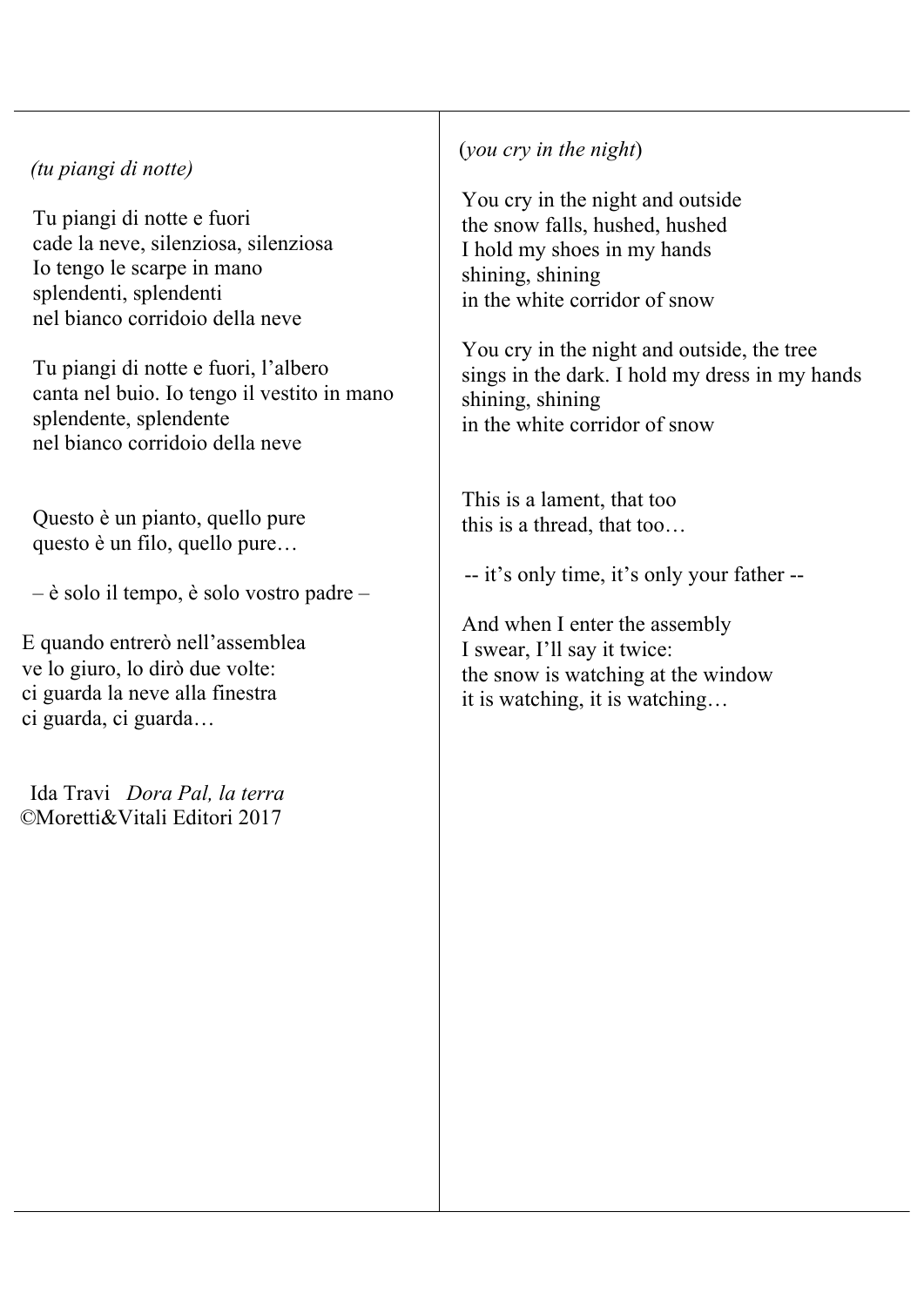*(tu piangi di notte)*

Tu piangi di notte e fuori
cade la neve, silenziosa, silenziosa
Io tengo le scarpe in mano
splendenti, splendenti
nel bianco corridoio della neve

Tu piangi di notte e fuori, l'albero
canta nel buio. Io tengo il vestito in mano
splendente, splendente
nel bianco corridoio della neve

Questo è un pianto, quello pure
questo è un filo, quello pure…

– è solo il tempo, è solo vostro padre –

E quando entrerò nell'assemblea
ve lo giuro, lo dirò due volte:
ci guarda la neve alla finestra
ci guarda, ci guarda…

Ida Travi *Dora Pal, la terra*
©Moretti&Vitali Editori 2017

(*you cry in the night*)

You cry in the night and outside
the snow falls, hushed, hushed
I hold my shoes in my hands
shining, shining
in the white corridor of snow

You cry in the night and outside, the tree
sings in the dark. I hold my dress in my hands
shining, shining
in the white corridor of snow

This is a lament, that too
this is a thread, that too…

-- it's only time, it's only your father --

And when I enter the assembly
I swear, I'll say it twice:
the snow is watching at the window
it is watching, it is watching…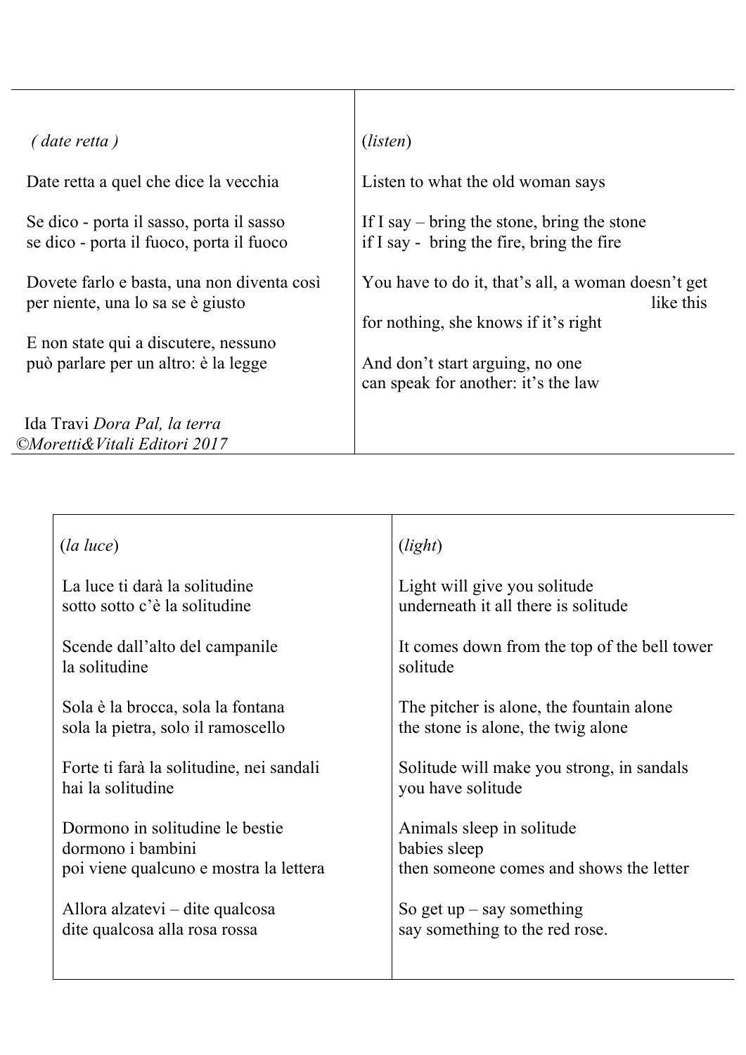| *( date retta )* | *(listen)* |
| --- | --- |
| Date retta a quel che dice la vecchia | Listen to what the old woman says |
| Se dico - porta il sasso, porta il sasso<br>se dico - porta il fuoco, porta il fuoco | If I say – bring the stone, bring the stone<br>if I say - bring the fire, bring the fire |
| Dovete farlo e basta, una non diventa così<br>per niente, una lo sa se è giusto | You have to do it, that's all, a woman doesn't get like this<br>for nothing, she knows if it's right |
| E non state qui a discutere, nessuno<br>può parlare per un altro: è la legge | And don't start arguing, no one<br>can speak for another: it's the law |
| Ida Travi *Dora Pal, la terra*<br>*©Moretti&Vitali Editori 2017* | |

| (*la luce*) | (*light*) |
| --- | --- |
| La luce ti darà la solitudine<br>sotto sotto c'è la solitudine | Light will give you solitude<br>underneath it all there is solitude |
| Scende dall'alto del campanile<br>la solitudine | It comes down from the top of the bell tower<br>solitude |
| Sola è la brocca, sola la fontana<br>sola la pietra, solo il ramoscello | The pitcher is alone, the fountain alone<br>the stone is alone, the twig alone |
| Forte ti farà la solitudine, nei sandali<br>hai la solitudine | Solitude will make you strong, in sandals<br>you have solitude |
| Dormono in solitudine le bestie<br>dormono i bambini<br>poi viene qualcuno e mostra la lettera | Animals sleep in solitude<br>babies sleep<br>then someone comes and shows the letter |
| Allora alzatevi – dite qualcosa<br>dite qualcosa alla rosa rossa | So get up – say something<br>say something to the red rose. |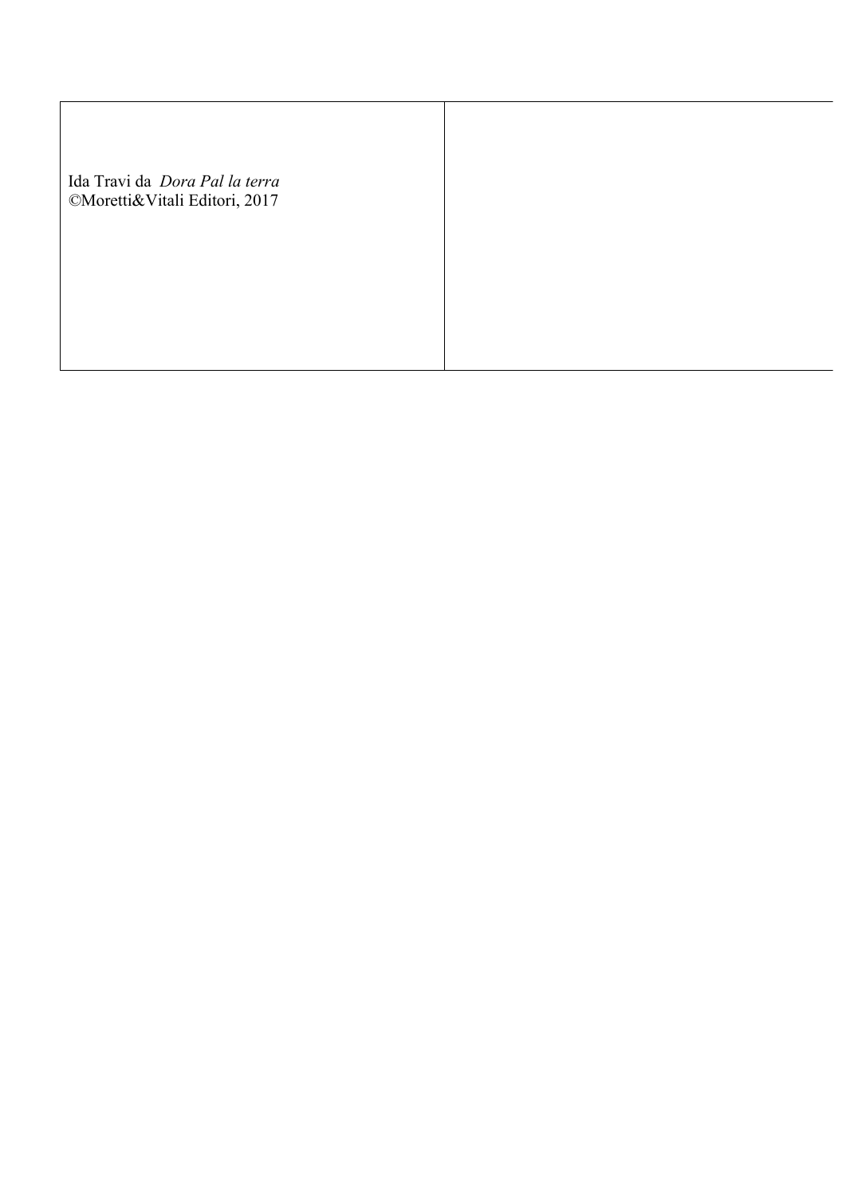| | |
|---|---|
| Ida Travi da *Dora Pal la terra*<br>©Moretti&Vitali Editori, 2017 | |